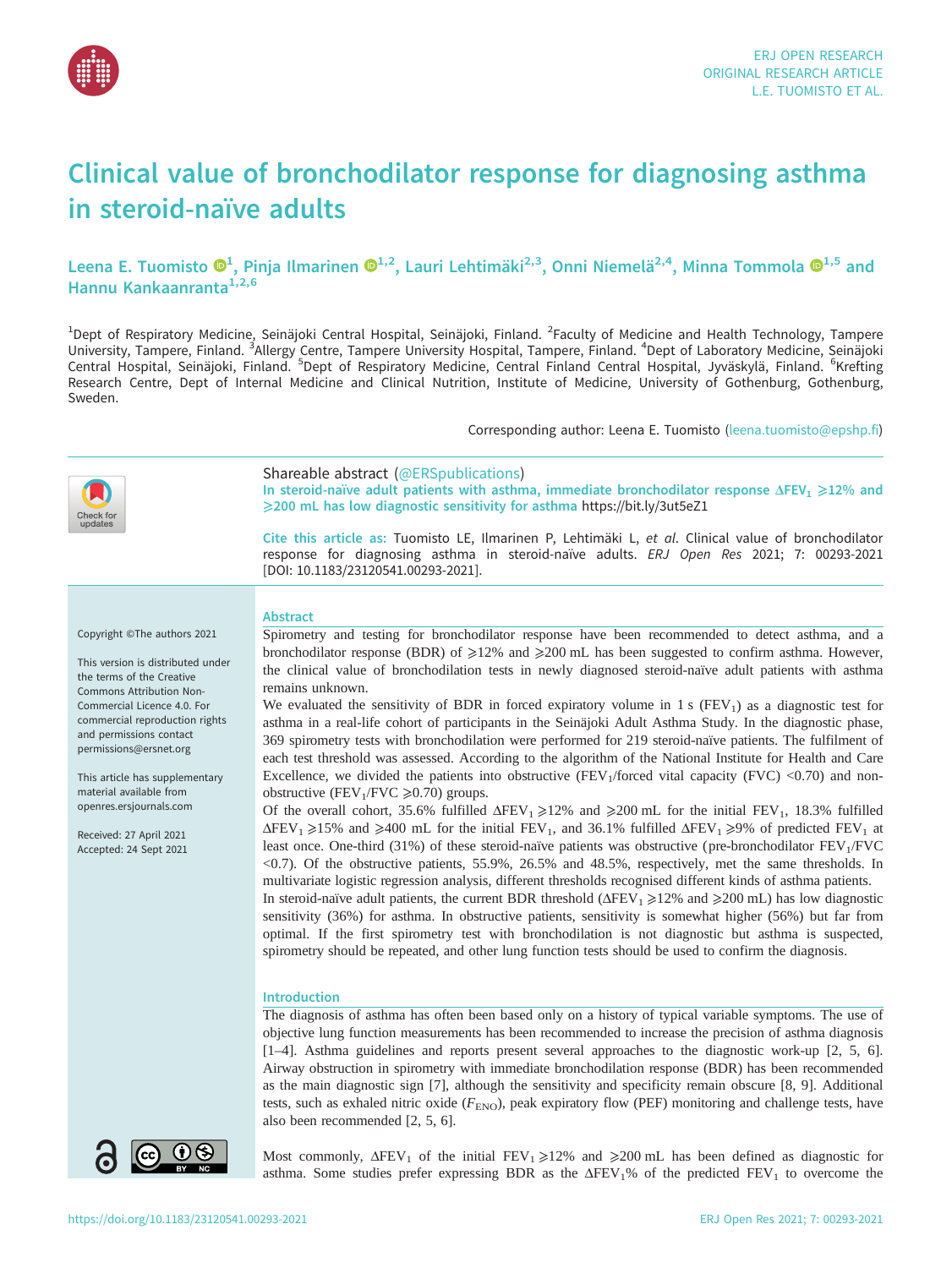# Clinical value of bronchodilator response for diagnosing asthma in steroid-naïve adults

Leena E. Tuomisto[1], Pinja Ilmarinen[1,2], Lauri Lehtimäki[2,3], Onni Niemelä[2,4], Minna Tommola[1,5] and Hannu Kankaanranta[1,2,6]

[1]Dept of Respiratory Medicine, Seinäjoki Central Hospital, Seinäjoki, Finland. [2]Faculty of Medicine and Health Technology, Tampere University, Tampere, Finland. [3]Allergy Centre, Tampere University Hospital, Tampere, Finland. [4]Dept of Laboratory Medicine, Seinäjoki Central Hospital, Seinäjoki, Finland. [5]Dept of Respiratory Medicine, Central Finland Central Hospital, Jyväskylä, Finland. [6]Krefting Research Centre, Dept of Internal Medicine and Clinical Nutrition, Institute of Medicine, University of Gothenburg, Gothenburg, Sweden.

Corresponding author: Leena E. Tuomisto (leena.tuomisto@epshp.fi)

Shareable abstract (@ERSpublications)
In steroid-naïve adult patients with asthma, immediate bronchodilator response $\Delta FEV_1 \geqslant 12\%$ and $\geqslant 200$ mL has low diagnostic sensitivity for asthma https://bit.ly/3ut5eZ1

Cite this article as: Tuomisto LE, Ilmarinen P, Lehtimäki L, *et al*. Clinical value of bronchodilator response for diagnosing asthma in steroid-naïve adults. *ERJ Open Res* 2021; 7: 00293-2021 [DOI: 10.1183/23120541.00293-2021].

Copyright ©The authors 2021

This version is distributed under the terms of the Creative Commons Attribution Non-Commercial Licence 4.0. For commercial reproduction rights and permissions contact permissions@ersnet.org

This article has supplementary material available from openres.ersjournals.com

Received: 27 April 2021
Accepted: 24 Sept 2021

## Abstract

Spirometry and testing for bronchodilator response have been recommended to detect asthma, and a bronchodilator response (BDR) of $\geqslant 12\%$ and $\geqslant 200$ mL has been suggested to confirm asthma. However, the clinical value of bronchodilation tests in newly diagnosed steroid-naïve adult patients with asthma remains unknown.

We evaluated the sensitivity of BDR in forced expiratory volume in 1 s ($FEV_1$) as a diagnostic test for asthma in a real-life cohort of participants in the Seinäjoki Adult Asthma Study. In the diagnostic phase, 369 spirometry tests with bronchodilation were performed for 219 steroid-naïve patients. The fulfilment of each test threshold was assessed. According to the algorithm of the National Institute for Health and Care Excellence, we divided the patients into obstructive ($FEV_1$/forced vital capacity (FVC) <0.70) and non-obstructive ($FEV_1$/FVC $\geqslant 0.70$) groups.

Of the overall cohort, 35.6% fulfilled $\Delta FEV_1 \geqslant 12\%$ and $\geqslant 200$ mL for the initial $FEV_1$, 18.3% fulfilled $\Delta FEV_1 \geqslant 15\%$ and $\geqslant 400$ mL for the initial $FEV_1$, and 36.1% fulfilled $\Delta FEV_1 \geqslant 9\%$ of predicted $FEV_1$ at least once. One-third (31%) of these steroid-naïve patients was obstructive (pre-bronchodilator $FEV_1$/FVC <0.7). Of the obstructive patients, 55.9%, 26.5% and 48.5%, respectively, met the same thresholds. In multivariate logistic regression analysis, different thresholds recognised different kinds of asthma patients.

In steroid-naïve adult patients, the current BDR threshold ($\Delta FEV_1 \geqslant 12\%$ and $\geqslant 200$ mL) has low diagnostic sensitivity (36%) for asthma. In obstructive patients, sensitivity is somewhat higher (56%) but far from optimal. If the first spirometry test with bronchodilation is not diagnostic but asthma is suspected, spirometry should be repeated, and other lung function tests should be used to confirm the diagnosis.

## Introduction

The diagnosis of asthma has often been based only on a history of typical variable symptoms. The use of objective lung function measurements has been recommended to increase the precision of asthma diagnosis [1–4]. Asthma guidelines and reports present several approaches to the diagnostic work-up [2, 5, 6]. Airway obstruction in spirometry with immediate bronchodilation response (BDR) has been recommended as the main diagnostic sign [7], although the sensitivity and specificity remain obscure [8, 9]. Additional tests, such as exhaled nitric oxide ($F_{ENO}$), peak expiratory flow (PEF) monitoring and challenge tests, have also been recommended [2, 5, 6].

Most commonly, $\Delta FEV_1$ of the initial $FEV_1 \geqslant 12\%$ and $\geqslant 200$ mL has been defined as diagnostic for asthma. Some studies prefer expressing BDR as the $\Delta FEV_1$% of the predicted $FEV_1$ to overcome the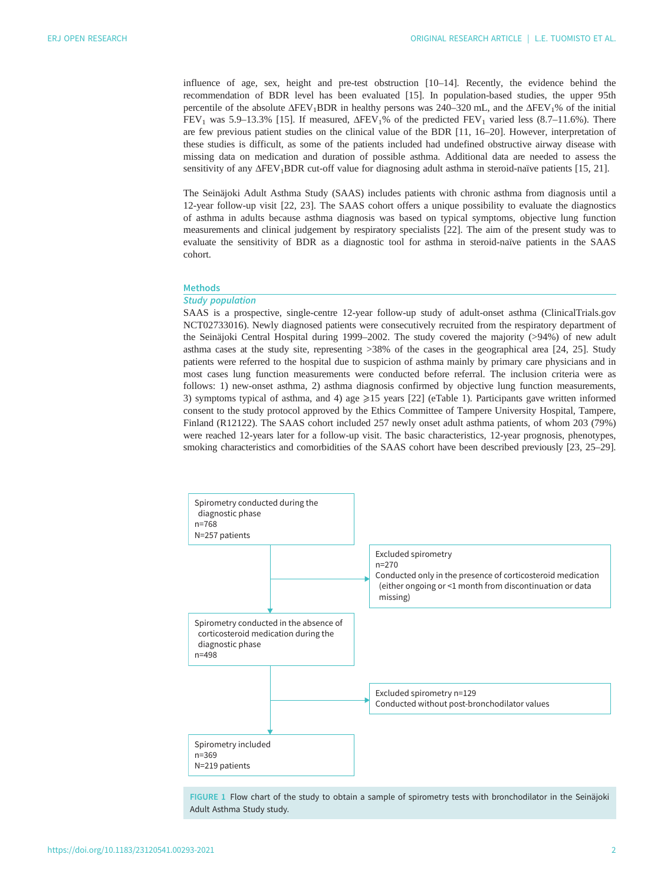influence of age, sex, height and pre-test obstruction [10–14]. Recently, the evidence behind the recommendation of BDR level has been evaluated [15]. In population-based studies, the upper 95th percentile of the absolute $\Delta FEV_1BDR$ in healthy persons was 240–320 mL, and the $\Delta FEV_1\%$ of the initial $FEV_1$ was 5.9–13.3% [15]. If measured, $\Delta FEV_1\%$ of the predicted $FEV_1$ varied less (8.7–11.6%). There are few previous patient studies on the clinical value of the BDR [11, 16–20]. However, interpretation of these studies is difficult, as some of the patients included had undefined obstructive airway disease with missing data on medication and duration of possible asthma. Additional data are needed to assess the sensitivity of any $\Delta FEV_1BDR$ cut-off value for diagnosing adult asthma in steroid-naïve patients [15, 21].

The Seinäjoki Adult Asthma Study (SAAS) includes patients with chronic asthma from diagnosis until a 12-year follow-up visit [22, 23]. The SAAS cohort offers a unique possibility to evaluate the diagnostics of asthma in adults because asthma diagnosis was based on typical symptoms, objective lung function measurements and clinical judgement by respiratory specialists [22]. The aim of the present study was to evaluate the sensitivity of BDR as a diagnostic tool for asthma in steroid-naïve patients in the SAAS cohort.

## Methods

### *Study population*

SAAS is a prospective, single-centre 12-year follow-up study of adult-onset asthma (ClinicalTrials.gov NCT02733016). Newly diagnosed patients were consecutively recruited from the respiratory department of the Seinäjoki Central Hospital during 1999–2002. The study covered the majority (>94%) of new adult asthma cases at the study site, representing >38% of the cases in the geographical area [24, 25]. Study patients were referred to the hospital due to suspicion of asthma mainly by primary care physicians and in most cases lung function measurements were conducted before referral. The inclusion criteria were as follows: 1) new-onset asthma, 2) asthma diagnosis confirmed by objective lung function measurements, 3) symptoms typical of asthma, and 4) age ⩾15 years [22] (eTable 1). Participants gave written informed consent to the study protocol approved by the Ethics Committee of Tampere University Hospital, Tampere, Finland (R12122). The SAAS cohort included 257 newly onset adult asthma patients, of whom 203 (79%) were reached 12-years later for a follow-up visit. The basic characteristics, 12-year prognosis, phenotypes, smoking characteristics and comorbidities of the SAAS cohort have been described previously [23, 25–29].

Spirometry conducted during the diagnostic phase
n=768
N=257 patients

→ Excluded spirometry
n=270
Conducted only in the presence of corticosteroid medication (either ongoing or <1 month from discontinuation or data missing)

Spirometry conducted in the absence of corticosteroid medication during the diagnostic phase
n=498

→ Excluded spirometry n=129
Conducted without post-bronchodilator values

Spirometry included
n=369
N=219 patients

FIGURE 1 Flow chart of the study to obtain a sample of spirometry tests with bronchodilator in the Seinäjoki Adult Asthma Study study.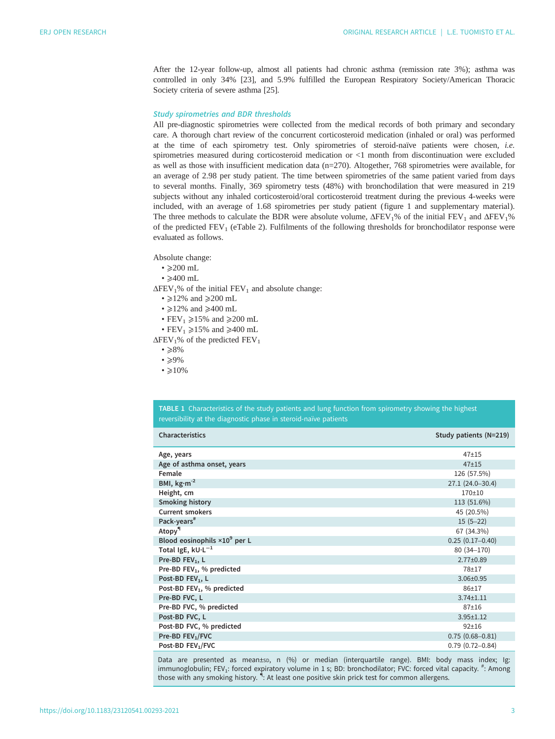After the 12-year follow-up, almost all patients had chronic asthma (remission rate 3%); asthma was controlled in only 34% [23], and 5.9% fulfilled the European Respiratory Society/American Thoracic Society criteria of severe asthma [25].

### *Study spirometries and BDR thresholds*

All pre-diagnostic spirometries were collected from the medical records of both primary and secondary care. A thorough chart review of the concurrent corticosteroid medication (inhaled or oral) was performed at the time of each spirometry test. Only spirometries of steroid-naïve patients were chosen, *i.e.* spirometries measured during corticosteroid medication or <1 month from discontinuation were excluded as well as those with insufficient medication data (n=270). Altogether, 768 spirometries were available, for an average of 2.98 per study patient. The time between spirometries of the same patient varied from days to several months. Finally, 369 spirometry tests (48%) with bronchodilation that were measured in 219 subjects without any inhaled corticosteroid/oral corticosteroid treatment during the previous 4-weeks were included, with an average of 1.68 spirometries per study patient (figure 1 and supplementary material). The three methods to calculate the BDR were absolute volume, $\Delta FEV_1$% of the initial $FEV_1$ and $\Delta FEV_1$% of the predicted $FEV_1$ (eTable 2). Fulfilments of the following thresholds for bronchodilator response were evaluated as follows.

Absolute change:

- ⩾200 mL
- ⩾400 mL

$\Delta FEV_1$% of the initial $FEV_1$ and absolute change:

- ⩾12% and ⩾200 mL
- ⩾12% and ⩾400 mL
- $FEV_1$ ⩾15% and ⩾200 mL
- $FEV_1$ ⩾15% and ⩾400 mL

$\Delta FEV_1$% of the predicted $FEV_1$

- ⩾8%
- ⩾9%
- ⩾10%

**TABLE 1** Characteristics of the study patients and lung function from spirometry showing the highest reversibility at the diagnostic phase in steroid-naïve patients

| Characteristics | Study patients (N=219) |
|---|---|
| Age, years | 47±15 |
| Age of asthma onset, years | 47±15 |
| Female | 126 (57.5%) |
| BMI, $kg \cdot m^{-2}$ | 27.1 (24.0–30.4) |
| Height, cm | 170±10 |
| Smoking history | 113 (51.6%) |
| Current smokers | 45 (20.5%) |
| Pack-years[#] | 15 (5–22) |
| Atopy[¶] | 67 (34.3%) |
| Blood eosinophils $\times 10^9$ per L | 0.25 (0.17–0.40) |
| Total IgE, $kU \cdot L^{-1}$ | 80 (34–170) |
| Pre-BD $FEV_1$, L | 2.77±0.89 |
| Pre-BD $FEV_1$, % predicted | 78±17 |
| Post-BD $FEV_1$, L | 3.06±0.95 |
| Post-BD $FEV_1$, % predicted | 86±17 |
| Pre-BD FVC, L | 3.74±1.11 |
| Pre-BD FVC, % predicted | 87±16 |
| Post-BD FVC, L | 3.95±1.12 |
| Post-BD FVC, % predicted | 92±16 |
| Pre-BD $FEV_1$/FVC | 0.75 (0.68–0.81) |
| Post-BD $FEV_1$/FVC | 0.79 (0.72–0.84) |

Data are presented as mean±SD, n (%) or median (interquartile range). BMI: body mass index; Ig: immunoglobulin; $FEV_1$: forced expiratory volume in 1 s; BD: bronchodilator; FVC: forced vital capacity. #: Among those with any smoking history. ¶: At least one positive skin prick test for common allergens.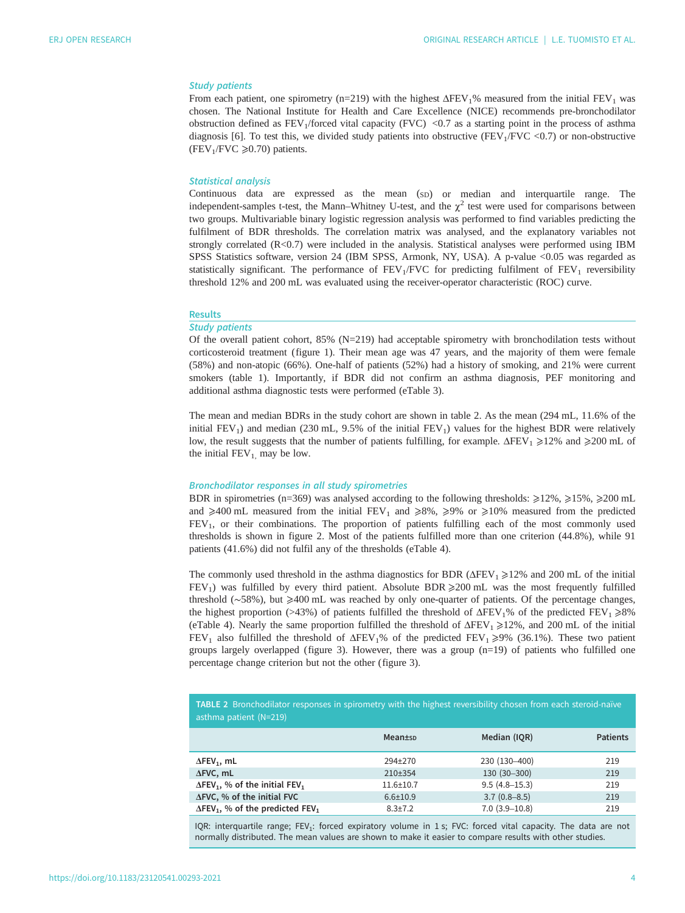### Study patients

From each patient, one spirometry (n=219) with the highest $\Delta FEV_1\%$ measured from the initial $FEV_1$ was chosen. The National Institute for Health and Care Excellence (NICE) recommends pre-bronchodilator obstruction defined as $FEV_1$/forced vital capacity (FVC) <0.7 as a starting point in the process of asthma diagnosis [6]. To test this, we divided study patients into obstructive ($FEV_1$/FVC <0.7) or non-obstructive ($FEV_1$/FVC ⩾0.70) patients.

### Statistical analysis

Continuous data are expressed as the mean (SD) or median and interquartile range. The independent-samples t-test, the Mann–Whitney U-test, and the $\chi^2$ test were used for comparisons between two groups. Multivariable binary logistic regression analysis was performed to find variables predicting the fulfilment of BDR thresholds. The correlation matrix was analysed, and the explanatory variables not strongly correlated ($R<0.7$) were included in the analysis. Statistical analyses were performed using IBM SPSS Statistics software, version 24 (IBM SPSS, Armonk, NY, USA). A p-value <0.05 was regarded as statistically significant. The performance of $FEV_1$/FVC for predicting fulfilment of $FEV_1$ reversibility threshold 12% and 200 mL was evaluated using the receiver-operator characteristic (ROC) curve.

## Results

### Study patients

Of the overall patient cohort, 85% (N=219) had acceptable spirometry with bronchodilation tests without corticosteroid treatment (figure 1). Their mean age was 47 years, and the majority of them were female (58%) and non-atopic (66%). One-half of patients (52%) had a history of smoking, and 21% were current smokers (table 1). Importantly, if BDR did not confirm an asthma diagnosis, PEF monitoring and additional asthma diagnostic tests were performed (eTable 3).

The mean and median BDRs in the study cohort are shown in table 2. As the mean (294 mL, 11.6% of the initial $FEV_1$) and median (230 mL, 9.5% of the initial $FEV_1$) values for the highest BDR were relatively low, the result suggests that the number of patients fulfilling, for example. $\Delta FEV_1$ ⩾12% and ⩾200 mL of the initial $FEV_1$, may be low.

### Bronchodilator responses in all study spirometries

BDR in spirometries (n=369) was analysed according to the following thresholds: ⩾12%, ⩾15%, ⩾200 mL and ⩾400 mL measured from the initial $FEV_1$ and ⩾8%, ⩾9% or ⩾10% measured from the predicted $FEV_1$, or their combinations. The proportion of patients fulfilling each of the most commonly used thresholds is shown in figure 2. Most of the patients fulfilled more than one criterion (44.8%), while 91 patients (41.6%) did not fulfil any of the thresholds (eTable 4).

The commonly used threshold in the asthma diagnostics for BDR ($\Delta FEV_1$ ⩾12% and 200 mL of the initial $FEV_1$) was fulfilled by every third patient. Absolute BDR ⩾200 mL was the most frequently fulfilled threshold (~58%), but ⩾400 mL was reached by only one-quarter of patients. Of the percentage changes, the highest proportion (>43%) of patients fulfilled the threshold of $\Delta FEV_1\%$ of the predicted $FEV_1$ ⩾8% (eTable 4). Nearly the same proportion fulfilled the threshold of $\Delta FEV_1$ ⩾12%, and 200 mL of the initial $FEV_1$ also fulfilled the threshold of $\Delta FEV_1\%$ of the predicted $FEV_1$ ⩾9% (36.1%). These two patient groups largely overlapped (figure 3). However, there was a group (n=19) of patients who fulfilled one percentage change criterion but not the other (figure 3).

**TABLE 2** Bronchodilator responses in spirometry with the highest reversibility chosen from each steroid-naïve asthma patient (N=219)

| | Mean±SD | Median (IQR) | Patients |
|---|---|---|---|
| $\Delta FEV_1$, mL | 294±270 | 230 (130–400) | 219 |
| $\Delta$FVC, mL | 210±354 | 130 (30–300) | 219 |
| $\Delta FEV_1$, % of the initial $FEV_1$ | 11.6±10.7 | 9.5 (4.8–15.3) | 219 |
| $\Delta$FVC, % of the initial FVC | 6.6±10.9 | 3.7 (0.8–8.5) | 219 |
| $\Delta FEV_1$, % of the predicted $FEV_1$ | 8.3±7.2 | 7.0 (3.9–10.8) | 219 |

IQR: interquartile range; $FEV_1$: forced expiratory volume in 1 s; FVC: forced vital capacity. The data are not normally distributed. The mean values are shown to make it easier to compare results with other studies.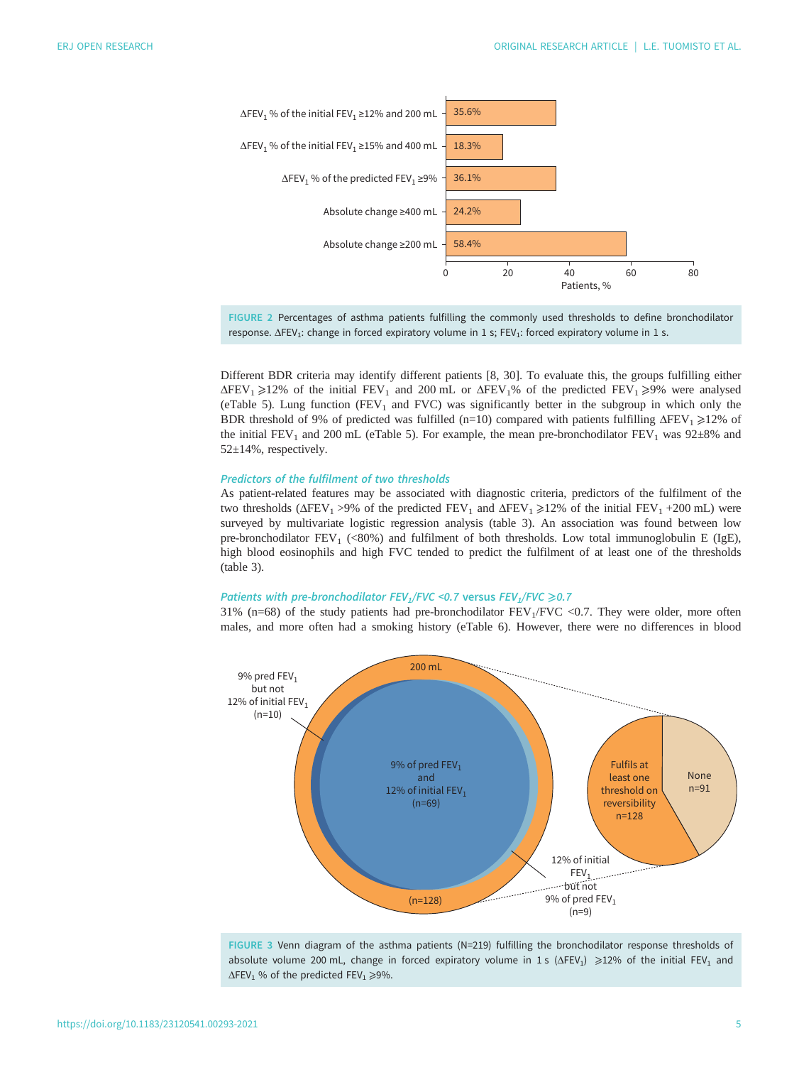FIGURE 2 Percentages of asthma patients fulfilling the commonly used thresholds to define bronchodilator response. $\Delta FEV_1$: change in forced expiratory volume in 1 s; $FEV_1$: forced expiratory volume in 1 s.

Different BDR criteria may identify different patients [8, 30]. To evaluate this, the groups fulfilling either $\Delta FEV_1 \geqslant 12\%$ of the initial $FEV_1$ and 200 mL or $\Delta FEV_1\%$ of the predicted $FEV_1 \geqslant 9\%$ were analysed (eTable 5). Lung function ($FEV_1$ and FVC) was significantly better in the subgroup in which only the BDR threshold of 9% of predicted was fulfilled (n=10) compared with patients fulfilling $\Delta FEV_1 \geqslant 12\%$ of the initial $FEV_1$ and 200 mL (eTable 5). For example, the mean pre-bronchodilator $FEV_1$ was 92±8% and 52±14%, respectively.

### *Predictors of the fulfilment of two thresholds*

As patient-related features may be associated with diagnostic criteria, predictors of the fulfilment of the two thresholds ($\Delta FEV_1 > 9\%$ of the predicted $FEV_1$ and $\Delta FEV_1 \geqslant 12\%$ of the initial $FEV_1$ +200 mL) were surveyed by multivariate logistic regression analysis (table 3). An association was found between low pre-bronchodilator $FEV_1$ (<80%) and fulfilment of both thresholds. Low total immunoglobulin E (IgE), high blood eosinophils and high FVC tended to predict the fulfilment of at least one of the thresholds (table 3).

### *Patients with pre-bronchodilator $FEV_1/FVC < 0.7$ versus $FEV_1/FVC \geqslant 0.7$*

31% (n=68) of the study patients had pre-bronchodilator $FEV_1/FVC < 0.7$. They were older, more often males, and more often had a smoking history (eTable 6). However, there were no differences in blood

FIGURE 3 Venn diagram of the asthma patients (N=219) fulfilling the bronchodilator response thresholds of absolute volume 200 mL, change in forced expiratory volume in 1 s ($\Delta FEV_1$) $\geqslant 12\%$ of the initial $FEV_1$ and $\Delta FEV_1$ % of the predicted $FEV_1 \geqslant 9\%$.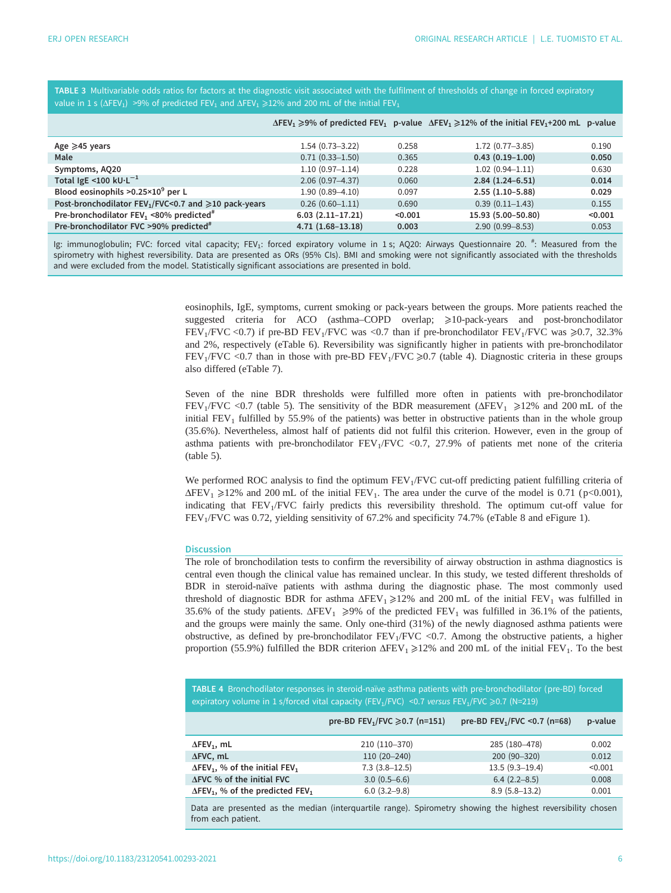**TABLE 3** Multivariable odds ratios for factors at the diagnostic visit associated with the fulfilment of thresholds of change in forced expiratory value in 1 s ($\Delta FEV_1$) >9% of predicted $FEV_1$ and $\Delta FEV_1$ ⩾12% and 200 mL of the initial $FEV_1$

| | $\Delta FEV_1$ ⩾9% of predicted $FEV_1$ | p-value | $\Delta FEV_1$ ⩾12% of the initial $FEV_1$+200 mL | p-value |
|---|---|---|---|---|
| Age ⩾45 years | 1.54 (0.73–3.22) | 0.258 | 1.72 (0.77–3.85) | 0.190 |
| Male | 0.71 (0.33–1.50) | 0.365 | **0.43 (0.19–1.00)** | **0.050** |
| Symptoms, AQ20 | 1.10 (0.97–1.14) | 0.228 | 1.02 (0.94–1.11) | 0.630 |
| Total IgE <100 $kU \cdot L^{-1}$ | 2.06 (0.97–4.37) | 0.060 | **2.84 (1.24–6.51)** | **0.014** |
| Blood eosinophils >$0.25 \times 10^9$ per L | 1.90 (0.89–4.10) | 0.097 | **2.55 (1.10–5.88)** | **0.029** |
| Post-bronchodilator $FEV_1/FVC$<0.7 and ⩾10 pack-years | 0.26 (0.60–1.11) | 0.690 | 0.39 (0.11–1.43) | 0.155 |
| Pre-bronchodilator $FEV_1$ <80% predicted[#] | **6.03 (2.11–17.21)** | **<0.001** | **15.93 (5.00–50.80)** | **<0.001** |
| Pre-bronchodilator FVC >90% predicted[#] | **4.71 (1.68–13.18)** | **0.003** | 2.90 (0.99–8.53) | 0.053 |

Ig: immunoglobulin; FVC: forced vital capacity; $FEV_1$: forced expiratory volume in 1 s; AQ20: Airways Questionnaire 20. [#]: Measured from the spirometry with highest reversibility. Data are presented as ORs (95% CIs). BMI and smoking were not significantly associated with the thresholds and were excluded from the model. Statistically significant associations are presented in bold.

eosinophils, IgE, symptoms, current smoking or pack-years between the groups. More patients reached the suggested criteria for ACO (asthma–COPD overlap; ⩾10-pack-years and post-bronchodilator $FEV_1/FVC$ <0.7) if pre-BD $FEV_1/FVC$ was <0.7 than if pre-bronchodilator $FEV_1/FVC$ was ⩾0.7, 32.3% and 2%, respectively (eTable 6). Reversibility was significantly higher in patients with pre-bronchodilator $FEV_1/FVC$ <0.7 than in those with pre-BD $FEV_1/FVC$ ⩾0.7 (table 4). Diagnostic criteria in these groups also differed (eTable 7).

Seven of the nine BDR thresholds were fulfilled more often in patients with pre-bronchodilator $FEV_1/FVC$ <0.7 (table 5). The sensitivity of the BDR measurement ($\Delta FEV_1$ ⩾12% and 200 mL of the initial $FEV_1$ fulfilled by 55.9% of the patients) was better in obstructive patients than in the whole group (35.6%). Nevertheless, almost half of patients did not fulfil this criterion. However, even in the group of asthma patients with pre-bronchodilator $FEV_1/FVC$ <0.7, 27.9% of patients met none of the criteria (table 5).

We performed ROC analysis to find the optimum $FEV_1/FVC$ cut-off predicting patient fulfilling criteria of $\Delta FEV_1$ ⩾12% and 200 mL of the initial $FEV_1$. The area under the curve of the model is 0.71 ($p<0.001$), indicating that $FEV_1/FVC$ fairly predicts this reversibility threshold. The optimum cut-off value for $FEV_1/FVC$ was 0.72, yielding sensitivity of 67.2% and specificity 74.7% (eTable 8 and eFigure 1).

## Discussion

The role of bronchodilation tests to confirm the reversibility of airway obstruction in asthma diagnostics is central even though the clinical value has remained unclear. In this study, we tested different thresholds of BDR in steroid-naïve patients with asthma during the diagnostic phase. The most commonly used threshold of diagnostic BDR for asthma $\Delta FEV_1$ ⩾12% and 200 mL of the initial $FEV_1$ was fulfilled in 35.6% of the study patients. $\Delta FEV_1$ ⩾9% of the predicted $FEV_1$ was fulfilled in 36.1% of the patients, and the groups were mainly the same. Only one-third (31%) of the newly diagnosed asthma patients were obstructive, as defined by pre-bronchodilator $FEV_1/FVC$ <0.7. Among the obstructive patients, a higher proportion (55.9%) fulfilled the BDR criterion $\Delta FEV_1$ ⩾12% and 200 mL of the initial $FEV_1$. To the best

**TABLE 4** Bronchodilator responses in steroid-naïve asthma patients with pre-bronchodilator (pre-BD) forced expiratory volume in 1 s/forced vital capacity ($FEV_1/FVC$) <0.7 *versus* $FEV_1/FVC$ ⩾0.7 (N=219)

| | pre-BD $FEV_1/FVC$ ⩾0.7 (n=151) | pre-BD $FEV_1/FVC$ <0.7 (n=68) | p-value |
|---|---|---|---|
| $\Delta FEV_1$, mL | 210 (110–370) | 285 (180–478) | 0.002 |
| $\Delta FVC$, mL | 110 (20–240) | 200 (90–320) | 0.012 |
| $\Delta FEV_1$, % of the initial $FEV_1$ | 7.3 (3.8–12.5) | 13.5 (9.3–19.4) | <0.001 |
| $\Delta FVC$ % of the initial FVC | 3.0 (0.5–6.6) | 6.4 (2.2–8.5) | 0.008 |
| $\Delta FEV_1$, % of the predicted $FEV_1$ | 6.0 (3.2–9.8) | 8.9 (5.8–13.2) | 0.001 |

Data are presented as the median (interquartile range). Spirometry showing the highest reversibility chosen from each patient.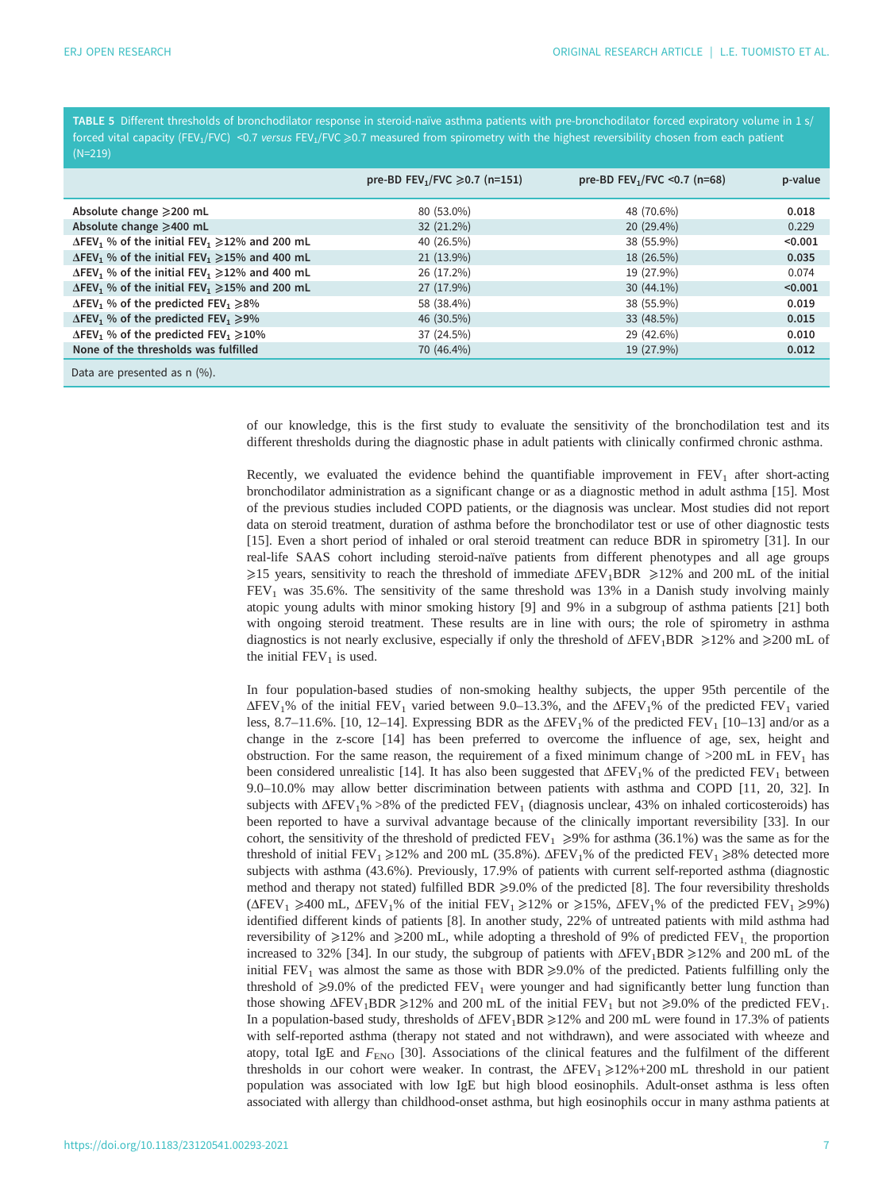**TABLE 5** Different thresholds of bronchodilator response in steroid-naïve asthma patients with pre-bronchodilator forced expiratory volume in 1 s/forced vital capacity ($FEV_1/FVC$) <0.7 *versus* $FEV_1/FVC$ ⩾0.7 measured from spirometry with the highest reversibility chosen from each patient (N=219)

| | pre-BD $FEV_1/FVC$ ⩾0.7 (n=151) | pre-BD $FEV_1/FVC$ <0.7 (n=68) | p-value |
|---|---|---|---|
| **Absolute change ⩾200 mL** | 80 (53.0%) | 48 (70.6%) | **0.018** |
| **Absolute change ⩾400 mL** | 32 (21.2%) | 20 (29.4%) | 0.229 |
| **$\Delta FEV_1$ % of the initial $FEV_1$ ⩾12% and 200 mL** | 40 (26.5%) | 38 (55.9%) | **<0.001** |
| **$\Delta FEV_1$ % of the initial $FEV_1$ ⩾15% and 400 mL** | 21 (13.9%) | 18 (26.5%) | **0.035** |
| **$\Delta FEV_1$ % of the initial $FEV_1$ ⩾12% and 400 mL** | 26 (17.2%) | 19 (27.9%) | 0.074 |
| **$\Delta FEV_1$ % of the initial $FEV_1$ ⩾15% and 200 mL** | 27 (17.9%) | 30 (44.1%) | **<0.001** |
| **$\Delta FEV_1$ % of the predicted $FEV_1$ ⩾8%** | 58 (38.4%) | 38 (55.9%) | **0.019** |
| **$\Delta FEV_1$ % of the predicted $FEV_1$ ⩾9%** | 46 (30.5%) | 33 (48.5%) | **0.015** |
| **$\Delta FEV_1$ % of the predicted $FEV_1$ ⩾10%** | 37 (24.5%) | 29 (42.6%) | **0.010** |
| **None of the thresholds was fulfilled** | 70 (46.4%) | 19 (27.9%) | **0.012** |

Data are presented as n (%).

of our knowledge, this is the first study to evaluate the sensitivity of the bronchodilation test and its different thresholds during the diagnostic phase in adult patients with clinically confirmed chronic asthma.

Recently, we evaluated the evidence behind the quantifiable improvement in $FEV_1$ after short-acting bronchodilator administration as a significant change or as a diagnostic method in adult asthma [15]. Most of the previous studies included COPD patients, or the diagnosis was unclear. Most studies did not report data on steroid treatment, duration of asthma before the bronchodilator test or use of other diagnostic tests [15]. Even a short period of inhaled or oral steroid treatment can reduce BDR in spirometry [31]. In our real-life SAAS cohort including steroid-naïve patients from different phenotypes and all age groups ⩾15 years, sensitivity to reach the threshold of immediate $\Delta FEV_1BDR$ ⩾12% and 200 mL of the initial $FEV_1$ was 35.6%. The sensitivity of the same threshold was 13% in a Danish study involving mainly atopic young adults with minor smoking history [9] and 9% in a subgroup of asthma patients [21] both with ongoing steroid treatment. These results are in line with ours; the role of spirometry in asthma diagnostics is not nearly exclusive, especially if only the threshold of $\Delta FEV_1BDR$ ⩾12% and ⩾200 mL of the initial $FEV_1$ is used.

In four population-based studies of non-smoking healthy subjects, the upper 95th percentile of the $\Delta FEV_1$% of the initial $FEV_1$ varied between 9.0–13.3%, and the $\Delta FEV_1$% of the predicted $FEV_1$ varied less, 8.7–11.6%. [10, 12–14]. Expressing BDR as the $\Delta FEV_1$% of the predicted $FEV_1$ [10–13] and/or as a change in the z-score [14] has been preferred to overcome the influence of age, sex, height and obstruction. For the same reason, the requirement of a fixed minimum change of >200 mL in $FEV_1$ has been considered unrealistic [14]. It has also been suggested that $\Delta FEV_1$% of the predicted $FEV_1$ between 9.0–10.0% may allow better discrimination between patients with asthma and COPD [11, 20, 32]. In subjects with $\Delta FEV_1$% >8% of the predicted $FEV_1$ (diagnosis unclear, 43% on inhaled corticosteroids) has been reported to have a survival advantage because of the clinically important reversibility [33]. In our cohort, the sensitivity of the threshold of predicted $FEV_1$ ⩾9% for asthma (36.1%) was the same as for the threshold of initial $FEV_1$ ⩾12% and 200 mL (35.8%). $\Delta FEV_1$% of the predicted $FEV_1$ ⩾8% detected more subjects with asthma (43.6%). Previously, 17.9% of patients with current self-reported asthma (diagnostic method and therapy not stated) fulfilled BDR ⩾9.0% of the predicted [8]. The four reversibility thresholds ($\Delta FEV_1$ ⩾400 mL, $\Delta FEV_1$% of the initial $FEV_1$ ⩾12% or ⩾15%, $\Delta FEV_1$% of the predicted $FEV_1$ ⩾9%) identified different kinds of patients [8]. In another study, 22% of untreated patients with mild asthma had reversibility of ⩾12% and ⩾200 mL, while adopting a threshold of 9% of predicted $FEV_1$, the proportion increased to 32% [34]. In our study, the subgroup of patients with $\Delta FEV_1BDR$ ⩾12% and 200 mL of the initial $FEV_1$ was almost the same as those with BDR ⩾9.0% of the predicted. Patients fulfilling only the threshold of ⩾9.0% of the predicted $FEV_1$ were younger and had significantly better lung function than those showing $\Delta FEV_1BDR$ ⩾12% and 200 mL of the initial $FEV_1$ but not ⩾9.0% of the predicted $FEV_1$. In a population-based study, thresholds of $\Delta FEV_1BDR$ ⩾12% and 200 mL were found in 17.3% of patients with self-reported asthma (therapy not stated and not withdrawn), and were associated with wheeze and atopy, total IgE and $F_{ENO}$ [30]. Associations of the clinical features and the fulfilment of the different thresholds in our cohort were weaker. In contrast, the $\Delta FEV_1$ ⩾12%+200 mL threshold in our patient population was associated with low IgE but high blood eosinophils. Adult-onset asthma is less often associated with allergy than childhood-onset asthma, but high eosinophils occur in many asthma patients at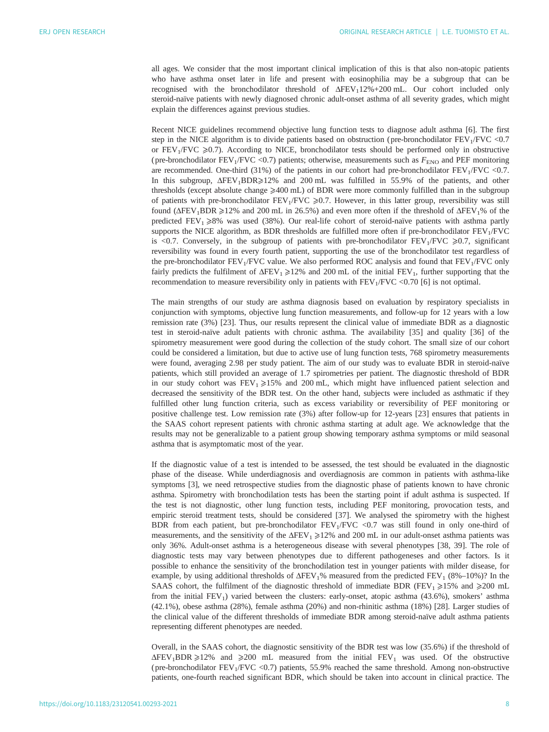all ages. We consider that the most important clinical implication of this is that also non-atopic patients who have asthma onset later in life and present with eosinophilia may be a subgroup that can be recognised with the bronchodilator threshold of $\Delta FEV_1$12%+200 mL. Our cohort included only steroid-naïve patients with newly diagnosed chronic adult-onset asthma of all severity grades, which might explain the differences against previous studies.

Recent NICE guidelines recommend objective lung function tests to diagnose adult asthma [6]. The first step in the NICE algorithm is to divide patients based on obstruction (pre-bronchodilator $FEV_1/FVC$ <0.7 or $FEV_1/FVC$ ⩾0.7). According to NICE, bronchodilator tests should be performed only in obstructive (pre-bronchodilator $FEV_1/FVC$ <0.7) patients; otherwise, measurements such as $F_{ENO}$ and PEF monitoring are recommended. One-third (31%) of the patients in our cohort had pre-bronchodilator $FEV_1/FVC$ <0.7. In this subgroup, $\Delta FEV_1$BDR⩾12% and 200 mL was fulfilled in 55.9% of the patients, and other thresholds (except absolute change ⩾400 mL) of BDR were more commonly fulfilled than in the subgroup of patients with pre-bronchodilator $FEV_1/FVC$ ⩾0.7. However, in this latter group, reversibility was still found ($\Delta FEV_1$BDR ⩾12% and 200 mL in 26.5%) and even more often if the threshold of $\Delta FEV_1$% of the predicted $FEV_1$ ⩾8% was used (38%). Our real-life cohort of steroid-naïve patients with asthma partly supports the NICE algorithm, as BDR thresholds are fulfilled more often if pre-bronchodilator $FEV_1/FVC$ is <0.7. Conversely, in the subgroup of patients with pre-bronchodilator $FEV_1/FVC$ ⩾0.7, significant reversibility was found in every fourth patient, supporting the use of the bronchodilator test regardless of the pre-bronchodilator $FEV_1/FVC$ value. We also performed ROC analysis and found that $FEV_1/FVC$ only fairly predicts the fulfilment of $\Delta FEV_1$ ⩾12% and 200 mL of the initial $FEV_1$, further supporting that the recommendation to measure reversibility only in patients with $FEV_1/FVC$ <0.70 [6] is not optimal.

The main strengths of our study are asthma diagnosis based on evaluation by respiratory specialists in conjunction with symptoms, objective lung function measurements, and follow-up for 12 years with a low remission rate (3%) [23]. Thus, our results represent the clinical value of immediate BDR as a diagnostic test in steroid-naïve adult patients with chronic asthma. The availability [35] and quality [36] of the spirometry measurement were good during the collection of the study cohort. The small size of our cohort could be considered a limitation, but due to active use of lung function tests, 768 spirometry measurements were found, averaging 2.98 per study patient. The aim of our study was to evaluate BDR in steroid-naïve patients, which still provided an average of 1.7 spirometries per patient. The diagnostic threshold of BDR in our study cohort was $FEV_1$ ⩾15% and 200 mL, which might have influenced patient selection and decreased the sensitivity of the BDR test. On the other hand, subjects were included as asthmatic if they fulfilled other lung function criteria, such as excess variability or reversibility of PEF monitoring or positive challenge test. Low remission rate (3%) after follow-up for 12-years [23] ensures that patients in the SAAS cohort represent patients with chronic asthma starting at adult age. We acknowledge that the results may not be generalizable to a patient group showing temporary asthma symptoms or mild seasonal asthma that is asymptomatic most of the year.

If the diagnostic value of a test is intended to be assessed, the test should be evaluated in the diagnostic phase of the disease. While underdiagnosis and overdiagnosis are common in patients with asthma-like symptoms [3], we need retrospective studies from the diagnostic phase of patients known to have chronic asthma. Spirometry with bronchodilation tests has been the starting point if adult asthma is suspected. If the test is not diagnostic, other lung function tests, including PEF monitoring, provocation tests, and empiric steroid treatment tests, should be considered [37]. We analysed the spirometry with the highest BDR from each patient, but pre-bronchodilator $FEV_1/FVC$ <0.7 was still found in only one-third of measurements, and the sensitivity of the $\Delta FEV_1$ ⩾12% and 200 mL in our adult-onset asthma patients was only 36%. Adult-onset asthma is a heterogeneous disease with several phenotypes [38, 39]. The role of diagnostic tests may vary between phenotypes due to different pathogeneses and other factors. Is it possible to enhance the sensitivity of the bronchodilation test in younger patients with milder disease, for example, by using additional thresholds of $\Delta FEV_1$% measured from the predicted $FEV_1$ (8%–10%)? In the SAAS cohort, the fulfilment of the diagnostic threshold of immediate BDR ($FEV_1$ ⩾15% and ⩾200 mL from the initial $FEV_1$) varied between the clusters: early-onset, atopic asthma (43.6%), smokers' asthma (42.1%), obese asthma (28%), female asthma (20%) and non-rhinitic asthma (18%) [28]. Larger studies of the clinical value of the different thresholds of immediate BDR among steroid-naïve adult asthma patients representing different phenotypes are needed.

Overall, in the SAAS cohort, the diagnostic sensitivity of the BDR test was low (35.6%) if the threshold of $\Delta FEV_1$BDR ⩾12% and ⩾200 mL measured from the initial $FEV_1$ was used. Of the obstructive (pre-bronchodilator $FEV_1/FVC$ <0.7) patients, 55.9% reached the same threshold. Among non-obstructive patients, one-fourth reached significant BDR, which should be taken into account in clinical practice. The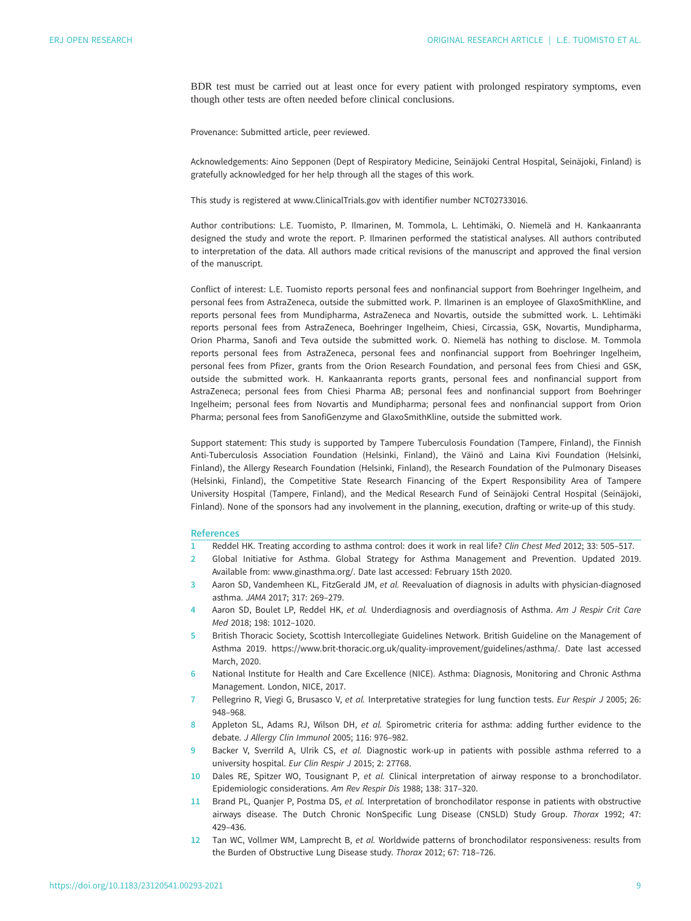BDR test must be carried out at least once for every patient with prolonged respiratory symptoms, even though other tests are often needed before clinical conclusions.

Provenance: Submitted article, peer reviewed.

Acknowledgements: Aino Sepponen (Dept of Respiratory Medicine, Seinäjoki Central Hospital, Seinäjoki, Finland) is gratefully acknowledged for her help through all the stages of this work.

This study is registered at www.ClinicalTrials.gov with identifier number NCT02733016.

Author contributions: L.E. Tuomisto, P. Ilmarinen, M. Tommola, L. Lehtimäki, O. Niemelä and H. Kankaanranta designed the study and wrote the report. P. Ilmarinen performed the statistical analyses. All authors contributed to interpretation of the data. All authors made critical revisions of the manuscript and approved the final version of the manuscript.

Conflict of interest: L.E. Tuomisto reports personal fees and nonfinancial support from Boehringer Ingelheim, and personal fees from AstraZeneca, outside the submitted work. P. Ilmarinen is an employee of GlaxoSmithKline, and reports personal fees from Mundipharma, AstraZeneca and Novartis, outside the submitted work. L. Lehtimäki reports personal fees from AstraZeneca, Boehringer Ingelheim, Chiesi, Circassia, GSK, Novartis, Mundipharma, Orion Pharma, Sanofi and Teva outside the submitted work. O. Niemelä has nothing to disclose. M. Tommola reports personal fees from AstraZeneca, personal fees and nonfinancial support from Boehringer Ingelheim, personal fees from Pfizer, grants from the Orion Research Foundation, and personal fees from Chiesi and GSK, outside the submitted work. H. Kankaanranta reports grants, personal fees and nonfinancial support from AstraZeneca; personal fees from Chiesi Pharma AB; personal fees and nonfinancial support from Boehringer Ingelheim; personal fees from Novartis and Mundipharma; personal fees and nonfinancial support from Orion Pharma; personal fees from SanofiGenzyme and GlaxoSmithKline, outside the submitted work.

Support statement: This study is supported by Tampere Tuberculosis Foundation (Tampere, Finland), the Finnish Anti-Tuberculosis Association Foundation (Helsinki, Finland), the Väinö and Laina Kivi Foundation (Helsinki, Finland), the Allergy Research Foundation (Helsinki, Finland), the Research Foundation of the Pulmonary Diseases (Helsinki, Finland), the Competitive State Research Financing of the Expert Responsibility Area of Tampere University Hospital (Tampere, Finland), and the Medical Research Fund of Seinäjoki Central Hospital (Seinäjoki, Finland). None of the sponsors had any involvement in the planning, execution, drafting or write-up of this study.

## References

1. Reddel HK. Treating according to asthma control: does it work in real life? *Clin Chest Med* 2012; 33: 505–517.
2. Global Initiative for Asthma. Global Strategy for Asthma Management and Prevention. Updated 2019. Available from: www.ginasthma.org/. Date last accessed: February 15th 2020.
3. Aaron SD, Vandemheen KL, FitzGerald JM, *et al.* Reevaluation of diagnosis in adults with physician-diagnosed asthma. *JAMA* 2017; 317: 269–279.
4. Aaron SD, Boulet LP, Reddel HK, *et al.* Underdiagnosis and overdiagnosis of Asthma. *Am J Respir Crit Care Med* 2018; 198: 1012–1020.
5. British Thoracic Society, Scottish Intercollegiate Guidelines Network. British Guideline on the Management of Asthma 2019. https://www.brit-thoracic.org.uk/quality-improvement/guidelines/asthma/. Date last accessed March, 2020.
6. National Institute for Health and Care Excellence (NICE). Asthma: Diagnosis, Monitoring and Chronic Asthma Management. London, NICE, 2017.
7. Pellegrino R, Viegi G, Brusasco V, *et al.* Interpretative strategies for lung function tests. *Eur Respir J* 2005; 26: 948–968.
8. Appleton SL, Adams RJ, Wilson DH, *et al.* Spirometric criteria for asthma: adding further evidence to the debate. *J Allergy Clin Immunol* 2005; 116: 976–982.
9. Backer V, Sverrild A, Ulrik CS, *et al.* Diagnostic work-up in patients with possible asthma referred to a university hospital. *Eur Clin Respir J* 2015; 2: 27768.
10. Dales RE, Spitzer WO, Tousignant P, *et al.* Clinical interpretation of airway response to a bronchodilator. Epidemiologic considerations. *Am Rev Respir Dis* 1988; 138: 317–320.
11. Brand PL, Quanjer P, Postma DS, *et al.* Interpretation of bronchodilator response in patients with obstructive airways disease. The Dutch Chronic NonSpecific Lung Disease (CNSLD) Study Group. *Thorax* 1992; 47: 429–436.
12. Tan WC, Vollmer WM, Lamprecht B, *et al.* Worldwide patterns of bronchodilator responsiveness: results from the Burden of Obstructive Lung Disease study. *Thorax* 2012; 67: 718–726.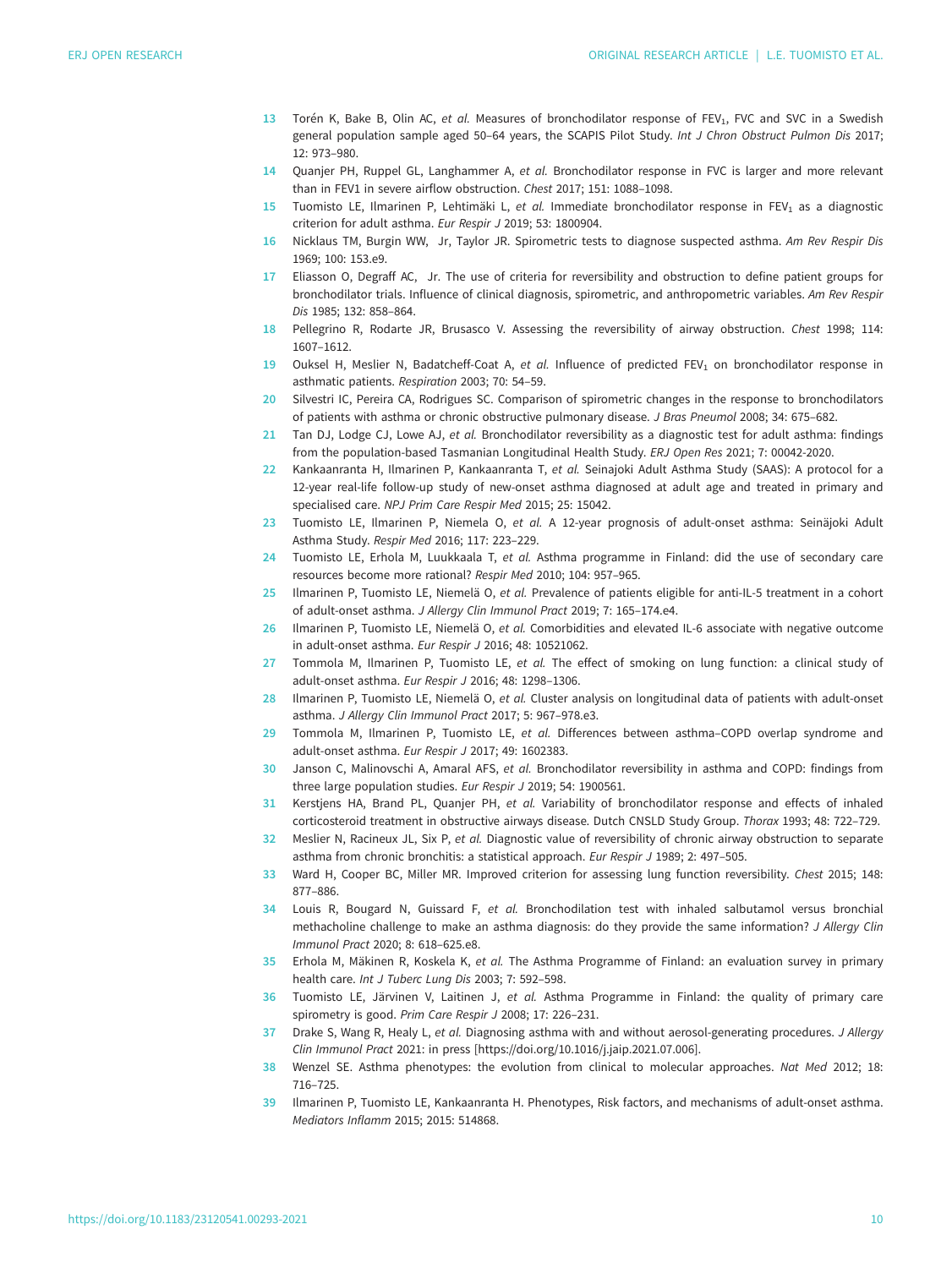13 Torén K, Bake B, Olin AC, *et al.* Measures of bronchodilator response of $FEV_1$, FVC and SVC in a Swedish general population sample aged 50–64 years, the SCAPIS Pilot Study. *Int J Chron Obstruct Pulmon Dis* 2017; 12: 973–980.

14 Quanjer PH, Ruppel GL, Langhammer A, *et al.* Bronchodilator response in FVC is larger and more relevant than in FEV1 in severe airflow obstruction. *Chest* 2017; 151: 1088–1098.

15 Tuomisto LE, Ilmarinen P, Lehtimäki L, *et al.* Immediate bronchodilator response in $FEV_1$ as a diagnostic criterion for adult asthma. *Eur Respir J* 2019; 53: 1800904.

16 Nicklaus TM, Burgin WW, Jr, Taylor JR. Spirometric tests to diagnose suspected asthma. *Am Rev Respir Dis* 1969; 100: 153.e9.

17 Eliasson O, Degraff AC, Jr. The use of criteria for reversibility and obstruction to define patient groups for bronchodilator trials. Influence of clinical diagnosis, spirometric, and anthropometric variables. *Am Rev Respir Dis* 1985; 132: 858–864.

18 Pellegrino R, Rodarte JR, Brusasco V. Assessing the reversibility of airway obstruction. *Chest* 1998; 114: 1607–1612.

19 Ouksel H, Meslier N, Badatcheff-Coat A, *et al.* Influence of predicted $FEV_1$ on bronchodilator response in asthmatic patients. *Respiration* 2003; 70: 54–59.

20 Silvestri IC, Pereira CA, Rodrigues SC. Comparison of spirometric changes in the response to bronchodilators of patients with asthma or chronic obstructive pulmonary disease. *J Bras Pneumol* 2008; 34: 675–682.

21 Tan DJ, Lodge CJ, Lowe AJ, *et al.* Bronchodilator reversibility as a diagnostic test for adult asthma: findings from the population-based Tasmanian Longitudinal Health Study. *ERJ Open Res* 2021; 7: 00042-2020.

22 Kankaanranta H, Ilmarinen P, Kankaanranta T, *et al.* Seinajoki Adult Asthma Study (SAAS): A protocol for a 12-year real-life follow-up study of new-onset asthma diagnosed at adult age and treated in primary and specialised care. *NPJ Prim Care Respir Med* 2015; 25: 15042.

23 Tuomisto LE, Ilmarinen P, Niemela O, *et al.* A 12-year prognosis of adult-onset asthma: Seinäjoki Adult Asthma Study. *Respir Med* 2016; 117: 223–229.

24 Tuomisto LE, Erhola M, Luukkaala T, *et al.* Asthma programme in Finland: did the use of secondary care resources become more rational? *Respir Med* 2010; 104: 957–965.

25 Ilmarinen P, Tuomisto LE, Niemelä O, *et al.* Prevalence of patients eligible for anti-IL-5 treatment in a cohort of adult-onset asthma. *J Allergy Clin Immunol Pract* 2019; 7: 165–174.e4.

26 Ilmarinen P, Tuomisto LE, Niemelä O, *et al.* Comorbidities and elevated IL-6 associate with negative outcome in adult-onset asthma. *Eur Respir J* 2016; 48: 10521062.

27 Tommola M, Ilmarinen P, Tuomisto LE, *et al.* The effect of smoking on lung function: a clinical study of adult-onset asthma. *Eur Respir J* 2016; 48: 1298–1306.

28 Ilmarinen P, Tuomisto LE, Niemelä O, *et al.* Cluster analysis on longitudinal data of patients with adult-onset asthma. *J Allergy Clin Immunol Pract* 2017; 5: 967–978.e3.

29 Tommola M, Ilmarinen P, Tuomisto LE, *et al.* Differences between asthma–COPD overlap syndrome and adult-onset asthma. *Eur Respir J* 2017; 49: 1602383.

30 Janson C, Malinovschi A, Amaral AFS, *et al.* Bronchodilator reversibility in asthma and COPD: findings from three large population studies. *Eur Respir J* 2019; 54: 1900561.

31 Kerstjens HA, Brand PL, Quanjer PH, *et al.* Variability of bronchodilator response and effects of inhaled corticosteroid treatment in obstructive airways disease. Dutch CNSLD Study Group. *Thorax* 1993; 48: 722–729.

32 Meslier N, Racineux JL, Six P, *et al.* Diagnostic value of reversibility of chronic airway obstruction to separate asthma from chronic bronchitis: a statistical approach. *Eur Respir J* 1989; 2: 497–505.

33 Ward H, Cooper BC, Miller MR. Improved criterion for assessing lung function reversibility. *Chest* 2015; 148: 877–886.

34 Louis R, Bougard N, Guissard F, *et al.* Bronchodilation test with inhaled salbutamol versus bronchial methacholine challenge to make an asthma diagnosis: do they provide the same information? *J Allergy Clin Immunol Pract* 2020; 8: 618–625.e8.

35 Erhola M, Mäkinen R, Koskela K, *et al.* The Asthma Programme of Finland: an evaluation survey in primary health care. *Int J Tuberc Lung Dis* 2003; 7: 592–598.

36 Tuomisto LE, Järvinen V, Laitinen J, *et al.* Asthma Programme in Finland: the quality of primary care spirometry is good. *Prim Care Respir J* 2008; 17: 226–231.

37 Drake S, Wang R, Healy L, *et al.* Diagnosing asthma with and without aerosol-generating procedures. *J Allergy Clin Immunol Pract* 2021: in press [https://doi.org/10.1016/j.jaip.2021.07.006].

38 Wenzel SE. Asthma phenotypes: the evolution from clinical to molecular approaches. *Nat Med* 2012; 18: 716–725.

39 Ilmarinen P, Tuomisto LE, Kankaanranta H. Phenotypes, Risk factors, and mechanisms of adult-onset asthma. *Mediators Inflamm* 2015; 2015: 514868.